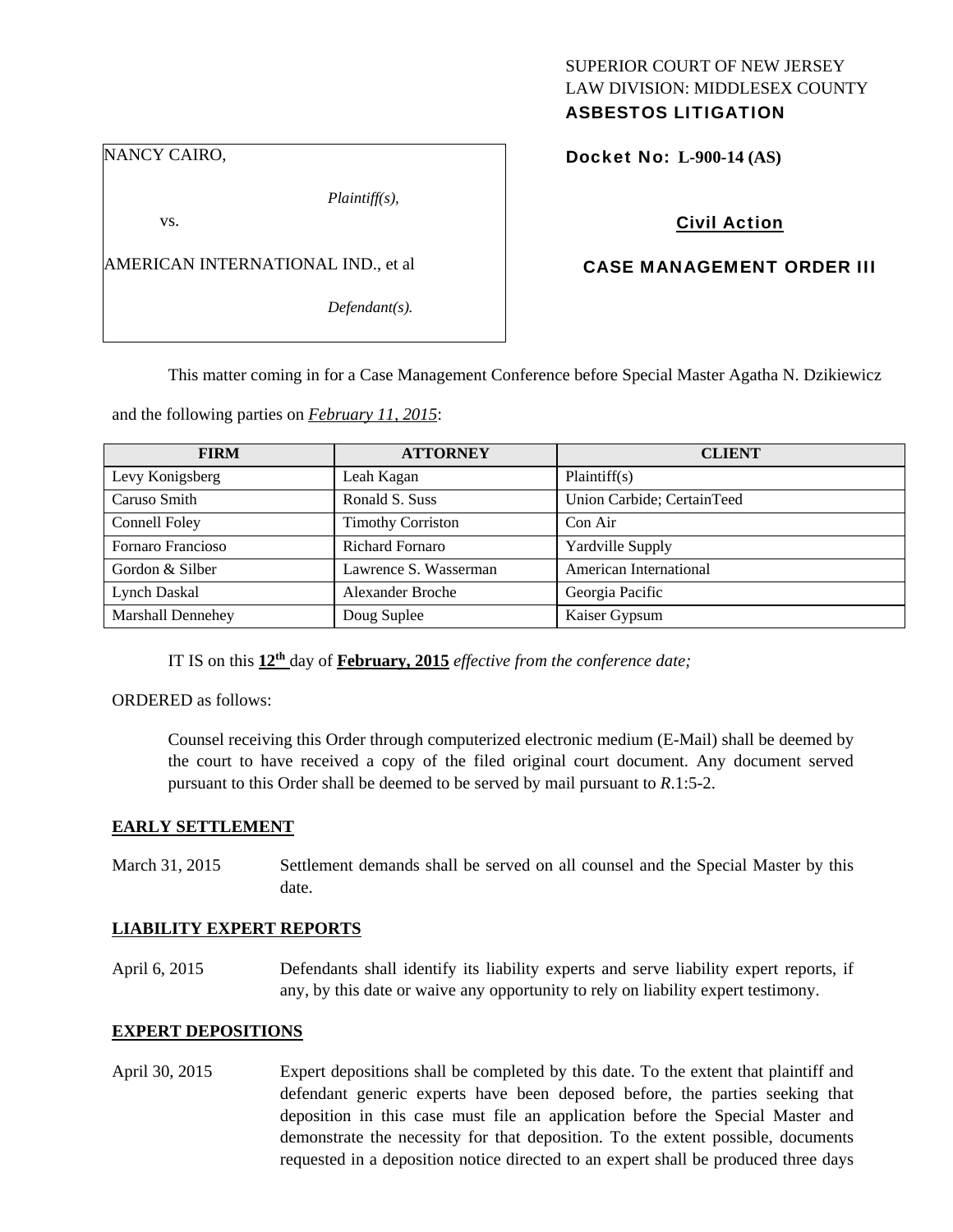SUPERIOR COURT OF NEW JERSEY
LAW DIVISION: MIDDLESEX COUNTY
**ASBESTOS LITIGATION**

NANCY CAIRO,

*Plaintiff(s),*

vs.

AMERICAN INTERNATIONAL IND., et al

*Defendant(s).*

**Docket No: L-900-14 (AS)**

**Civil Action**

**CASE MANAGEMENT ORDER III**

This matter coming in for a Case Management Conference before Special Master Agatha N. Dzikiewicz and the following parties on ***February 11, 2015***:

| FIRM | ATTORNEY | CLIENT |
|---|---|---|
| Levy Konigsberg | Leah Kagan | Plaintiff(s) |
| Caruso Smith | Ronald S. Suss | Union Carbide; CertainTeed |
| Connell Foley | Timothy Corriston | Con Air |
| Fornaro Francioso | Richard Fornaro | Yardville Supply |
| Gordon & Silber | Lawrence S. Wasserman | American International |
| Lynch Daskal | Alexander Broche | Georgia Pacific |
| Marshall Dennehey | Doug Suplee | Kaiser Gypsum |

IT IS on this **12th** day of **February, 2015** *effective from the conference date;*

ORDERED as follows:

Counsel receiving this Order through computerized electronic medium (E-Mail) shall be deemed by the court to have received a copy of the filed original court document. Any document served pursuant to this Order shall be deemed to be served by mail pursuant to *R*.1:5-2.

**EARLY SETTLEMENT**

March 31, 2015 Settlement demands shall be served on all counsel and the Special Master by this date.

**LIABILITY EXPERT REPORTS**

April 6, 2015 Defendants shall identify its liability experts and serve liability expert reports, if any, by this date or waive any opportunity to rely on liability expert testimony.

**EXPERT DEPOSITIONS**

April 30, 2015 Expert depositions shall be completed by this date. To the extent that plaintiff and defendant generic experts have been deposed before, the parties seeking that deposition in this case must file an application before the Special Master and demonstrate the necessity for that deposition. To the extent possible, documents requested in a deposition notice directed to an expert shall be produced three days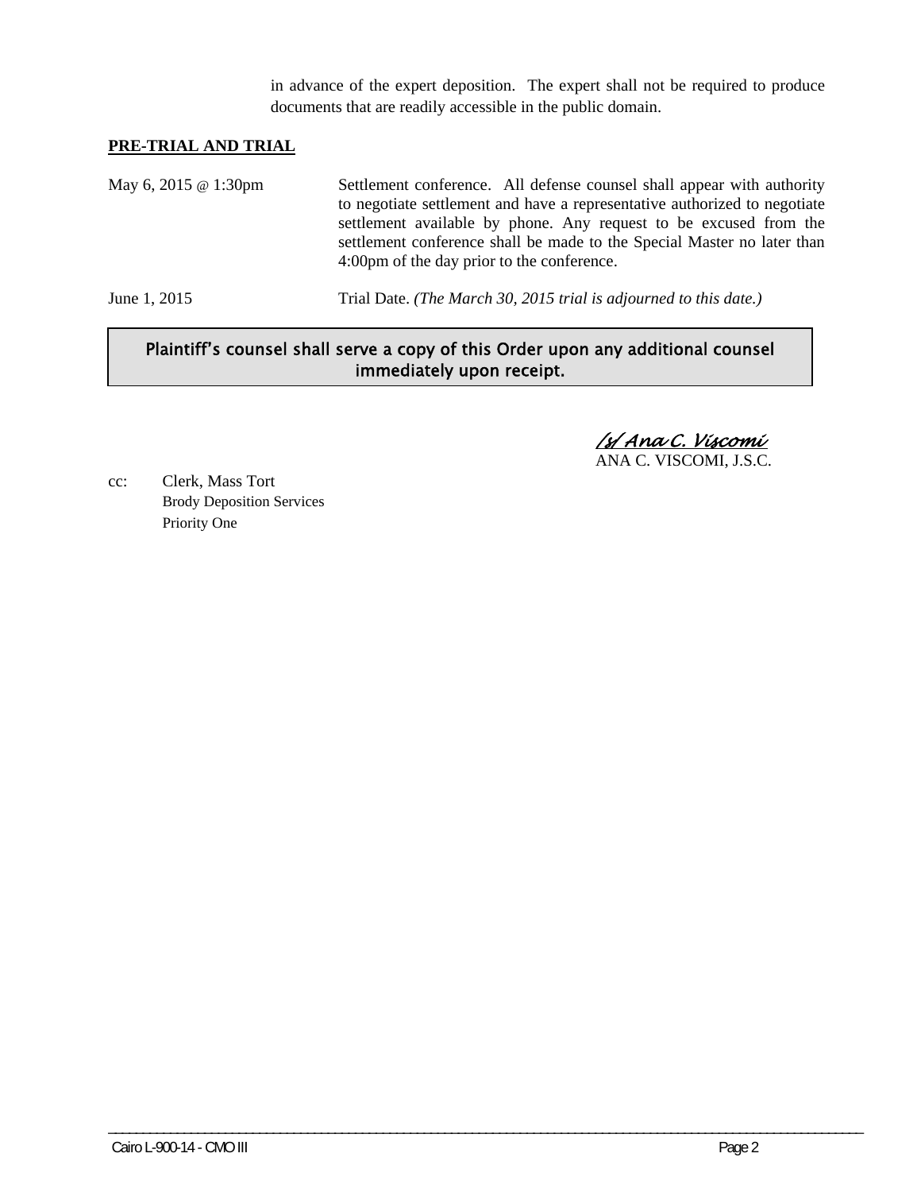in advance of the expert deposition. The expert shall not be required to produce documents that are readily accessible in the public domain.

**PRE-TRIAL AND TRIAL**

| | |
|---|---|
| May 6, 2015 @ 1:30pm | Settlement conference. All defense counsel shall appear with authority to negotiate settlement and have a representative authorized to negotiate settlement available by phone. Any request to be excused from the settlement conference shall be made to the Special Master no later than 4:00pm of the day prior to the conference. |
| June 1, 2015 | Trial Date. *(The March 30, 2015 trial is adjourned to this date.)* |

**Plaintiff's counsel shall serve a copy of this Order upon any additional counsel immediately upon receipt.**

*/s/ Ana C. Viscomi*
ANA C. VISCOMI, J.S.C.

cc: Clerk, Mass Tort
Brody Deposition Services
Priority One

Cairo L-900-14 - CMO III